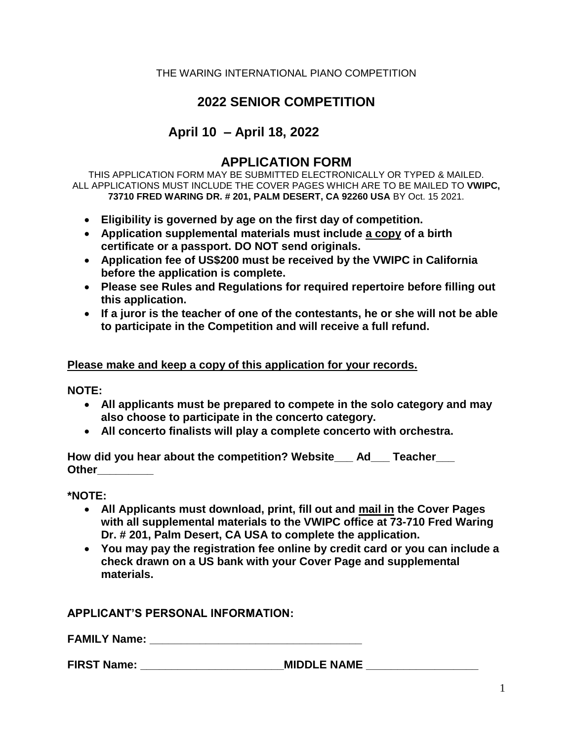THE WARING INTERNATIONAL PIANO COMPETITION

# 2022 SENIOR COMPETITION

## April 10 – April 18, 2022

## APPLICATION FORM

THIS APPLICATION FORM MAY BE SUBMITTED ELECTRONICALLY OR TYPED & MAILED. ALL APPLICATIONS MUST INCLUDE THE COVER PAGES WHICH ARE TO BE MAILED TO **VWIPC, 73710 FRED WARING DR. # 201, PALM DESERT, CA 92260 USA** BY Oct. 15 2021.

- **Eligibility is governed by age on the first day of competition.**
- **Application supplemental materials must include a copy of a birth certificate or a passport. DO NOT send originals.**
- **Application fee of US$200 must be received by the VWIPC in California before the application is complete.**
- **Please see Rules and Regulations for required repertoire before filling out this application.**
- **If a juror is the teacher of one of the contestants, he or she will not be able to participate in the Competition and will receive a full refund.**

**Please make and keep a copy of this application for your records.**

**NOTE:**

- **All applicants must be prepared to compete in the solo category and may also choose to participate in the concerto category.**
- **All concerto finalists will play a complete concerto with orchestra.**

**How did you hear about the competition? Website___ Ad___ Teacher___ Other_________**

**\*NOTE:**

- **All Applicants must download, print, fill out and mail in the Cover Pages with all supplemental materials to the VWIPC office at 73-710 Fred Waring Dr. # 201, Palm Desert, CA USA to complete the application.**
- **You may pay the registration fee online by credit card or you can include a check drawn on a US bank with your Cover Page and supplemental materials.**

**APPLICANT'S PERSONAL INFORMATION:**

**FAMILY Name: ___________________________________**

**FIRST Name: _______________________MIDDLE NAME __________________**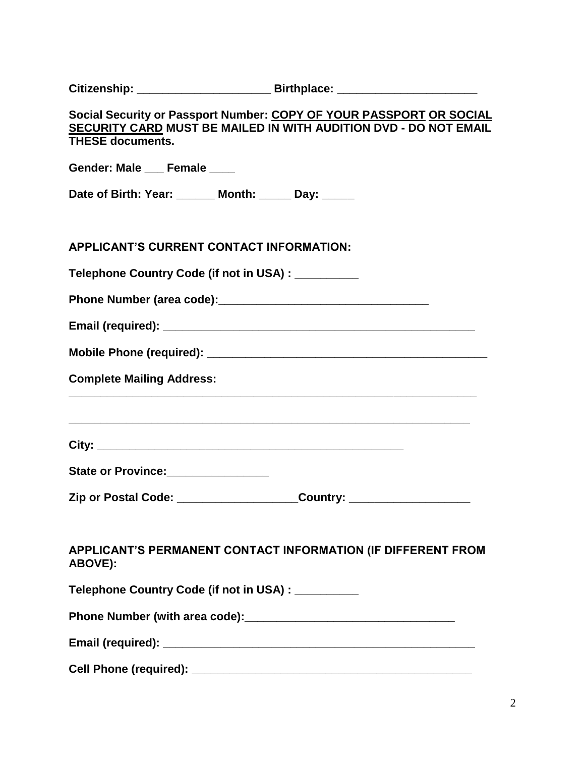**Citizenship: _____________________ Birthplace: ______________________**

**Social Security or Passport Number: <u>COPY OF YOUR PASSPORT</u> <u>OR SOCIAL SECURITY CARD</u> MUST BE MAILED IN WITH AUDITION DVD - DO NOT EMAIL THESE documents.**

**Gender: Male ___ Female ____**

**Date of Birth: Year: ______ Month: _____ Day: _____**

**APPLICANT'S CURRENT CONTACT INFORMATION:**

**Telephone Country Code (if not in USA) : __________**

**Phone Number (area code):_________________________________**

**Email (required): ___________________________________________________**

**Mobile Phone (required): _____________________________________________**

**Complete Mailing Address:**

_________________________________________________________________

_________________________________________________________________

**City: ___________________________________________________**

**State or Province:________________**

**Zip or Postal Code: ___________________Country: ___________________**

**APPLICANT'S PERMANENT CONTACT INFORMATION (IF DIFFERENT FROM ABOVE):**

**Telephone Country Code (if not in USA) : __________**

**Phone Number (with area code):_________________________________**

**Email (required): ___________________________________________________**

**Cell Phone (required): _____________________________________________**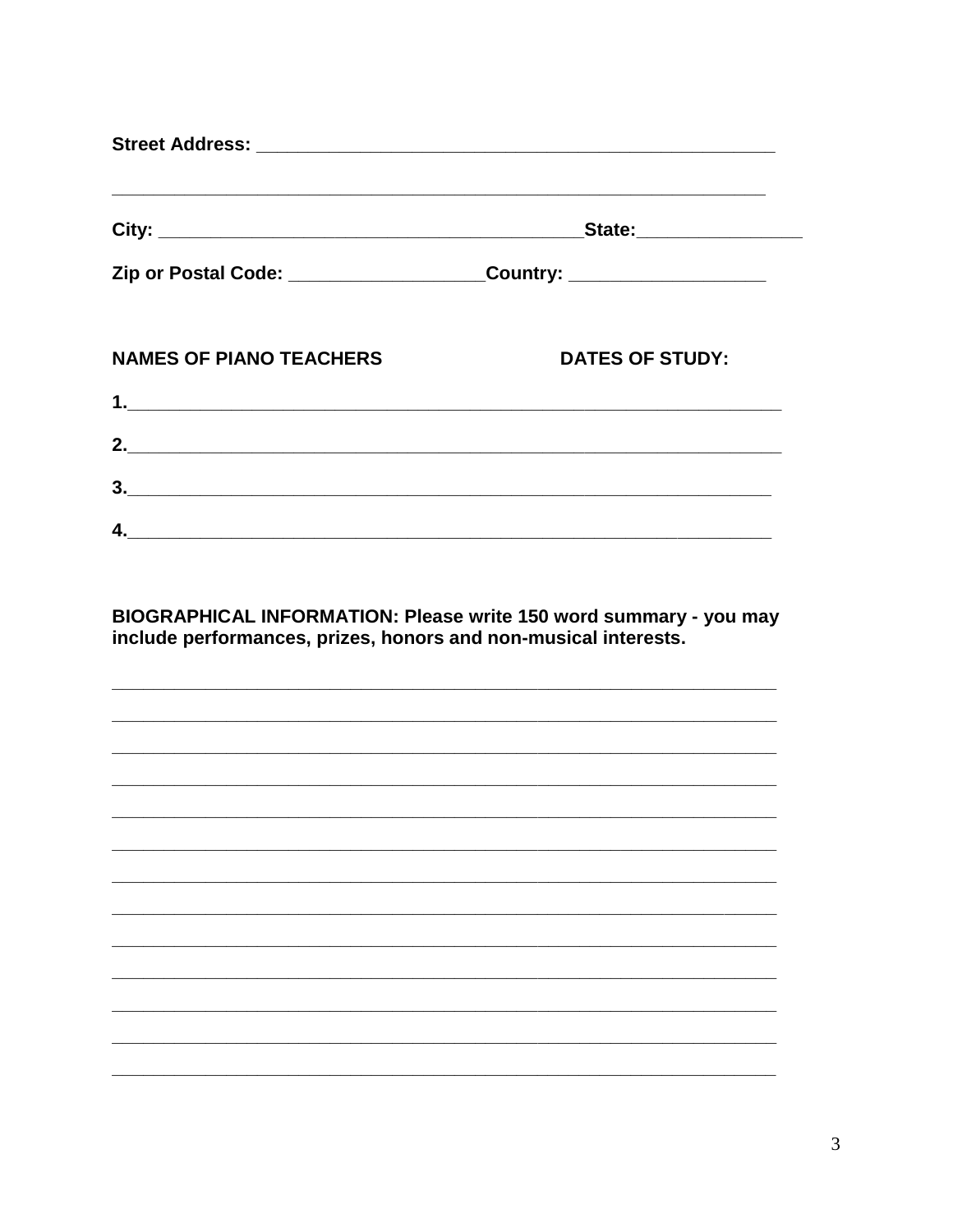**Street Address:** ____________________________________________________

______________________________________________________________

**City:** ____________________________________________**State:**________________

**Zip or Postal Code:** ___________________**Country:** ___________________

**NAMES OF PIANO TEACHERS** **DATES OF STUDY:**

**1.**_______________________________________________________________

**2.**_______________________________________________________________

**3.**_______________________________________________________________

**4.**_______________________________________________________________

**BIOGRAPHICAL INFORMATION: Please write 150 word summary - you may include performances, prizes, honors and non-musical interests.**

_______________________________________________________________

_______________________________________________________________

_______________________________________________________________

_______________________________________________________________

_______________________________________________________________

_______________________________________________________________

_______________________________________________________________

_______________________________________________________________

_______________________________________________________________

_______________________________________________________________

_______________________________________________________________

_______________________________________________________________

_______________________________________________________________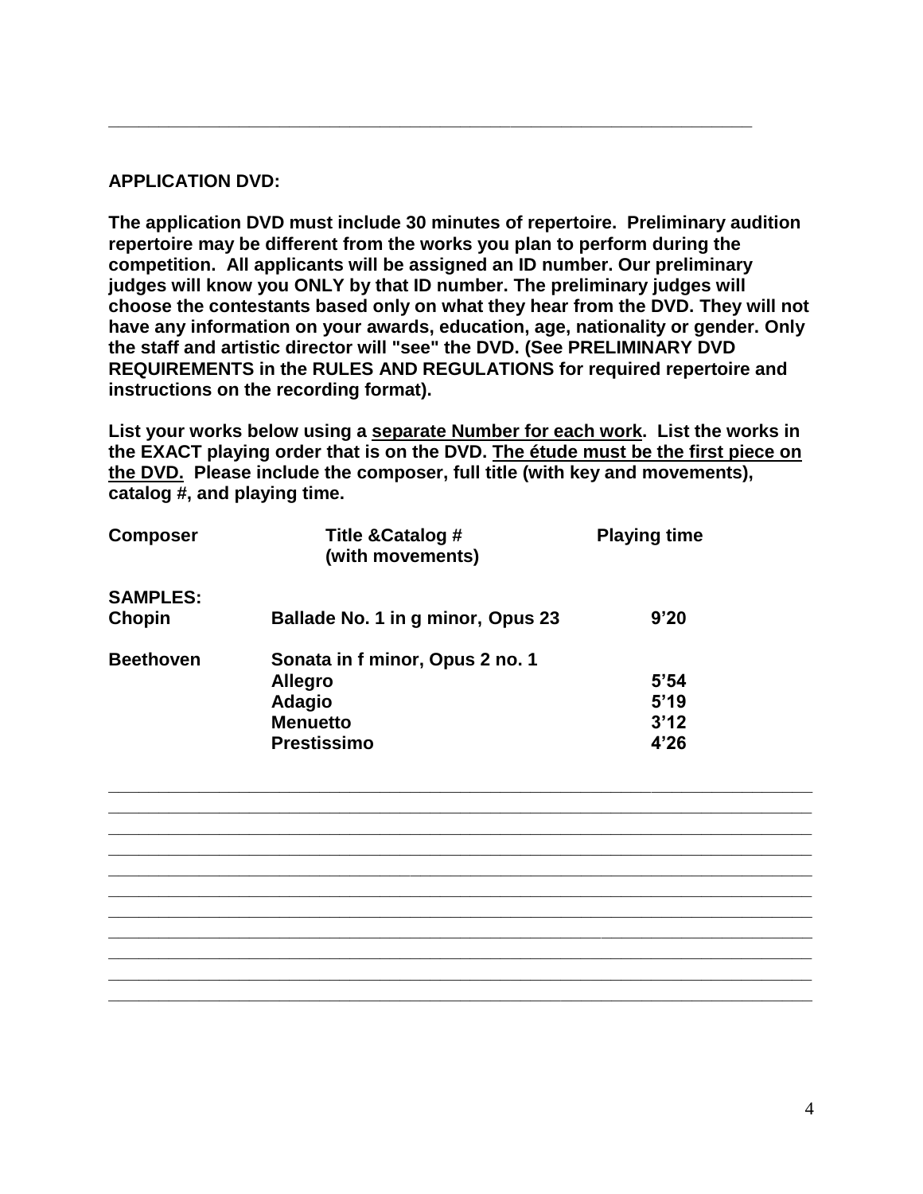## APPLICATION DVD:

**The application DVD must include 30 minutes of repertoire. Preliminary audition repertoire may be different from the works you plan to perform during the competition. All applicants will be assigned an ID number. Our preliminary judges will know you ONLY by that ID number. The preliminary judges will choose the contestants based only on what they hear from the DVD. They will not have any information on your awards, education, age, nationality or gender. Only the staff and artistic director will "see" the DVD. (See PRELIMINARY DVD REQUIREMENTS in the RULES AND REGULATIONS for required repertoire and instructions on the recording format).**

**List your works below using a <u>separate Number for each work</u>. List the works in the EXACT playing order that is on the DVD. <u>The étude must be the first piece on the DVD.</u> Please include the composer, full title (with key and movements), catalog #, and playing time.**

| Composer | Title &Catalog # (with movements) | Playing time |
|---|---|---|
| **SAMPLES:** | | |
| **Chopin** | **Ballade No. 1 in g minor, Opus 23** | **9'20** |
| **Beethoven** | **Sonata in f minor, Opus 2 no. 1** | |
| | **Allegro** | **5'54** |
| | **Adagio** | **5'19** |
| | **Menuetto** | **3'12** |
| | **Prestissimo** | **4'26** |

\_\_\_\_\_\_\_\_\_\_\_\_\_\_\_\_\_\_\_\_\_\_\_\_\_\_\_\_\_\_\_\_\_\_\_\_\_\_\_\_\_\_\_\_\_\_\_\_\_\_\_\_\_\_\_\_\_\_\_\_\_\_\_\_\_\_\_\_

\_\_\_\_\_\_\_\_\_\_\_\_\_\_\_\_\_\_\_\_\_\_\_\_\_\_\_\_\_\_\_\_\_\_\_\_\_\_\_\_\_\_\_\_\_\_\_\_\_\_\_\_\_\_\_\_\_\_\_\_\_\_\_\_\_\_\_\_

\_\_\_\_\_\_\_\_\_\_\_\_\_\_\_\_\_\_\_\_\_\_\_\_\_\_\_\_\_\_\_\_\_\_\_\_\_\_\_\_\_\_\_\_\_\_\_\_\_\_\_\_\_\_\_\_\_\_\_\_\_\_\_\_\_\_\_\_

\_\_\_\_\_\_\_\_\_\_\_\_\_\_\_\_\_\_\_\_\_\_\_\_\_\_\_\_\_\_\_\_\_\_\_\_\_\_\_\_\_\_\_\_\_\_\_\_\_\_\_\_\_\_\_\_\_\_\_\_\_\_\_\_\_\_\_\_

\_\_\_\_\_\_\_\_\_\_\_\_\_\_\_\_\_\_\_\_\_\_\_\_\_\_\_\_\_\_\_\_\_\_\_\_\_\_\_\_\_\_\_\_\_\_\_\_\_\_\_\_\_\_\_\_\_\_\_\_\_\_\_\_\_\_\_\_

\_\_\_\_\_\_\_\_\_\_\_\_\_\_\_\_\_\_\_\_\_\_\_\_\_\_\_\_\_\_\_\_\_\_\_\_\_\_\_\_\_\_\_\_\_\_\_\_\_\_\_\_\_\_\_\_\_\_\_\_\_\_\_\_\_\_\_\_

\_\_\_\_\_\_\_\_\_\_\_\_\_\_\_\_\_\_\_\_\_\_\_\_\_\_\_\_\_\_\_\_\_\_\_\_\_\_\_\_\_\_\_\_\_\_\_\_\_\_\_\_\_\_\_\_\_\_\_\_\_\_\_\_\_\_\_\_

\_\_\_\_\_\_\_\_\_\_\_\_\_\_\_\_\_\_\_\_\_\_\_\_\_\_\_\_\_\_\_\_\_\_\_\_\_\_\_\_\_\_\_\_\_\_\_\_\_\_\_\_\_\_\_\_\_\_\_\_\_\_\_\_\_\_\_\_

\_\_\_\_\_\_\_\_\_\_\_\_\_\_\_\_\_\_\_\_\_\_\_\_\_\_\_\_\_\_\_\_\_\_\_\_\_\_\_\_\_\_\_\_\_\_\_\_\_\_\_\_\_\_\_\_\_\_\_\_\_\_\_\_\_\_\_\_

\_\_\_\_\_\_\_\_\_\_\_\_\_\_\_\_\_\_\_\_\_\_\_\_\_\_\_\_\_\_\_\_\_\_\_\_\_\_\_\_\_\_\_\_\_\_\_\_\_\_\_\_\_\_\_\_\_\_\_\_\_\_\_\_\_\_\_\_

\_\_\_\_\_\_\_\_\_\_\_\_\_\_\_\_\_\_\_\_\_\_\_\_\_\_\_\_\_\_\_\_\_\_\_\_\_\_\_\_\_\_\_\_\_\_\_\_\_\_\_\_\_\_\_\_\_\_\_\_\_\_\_\_\_\_\_\_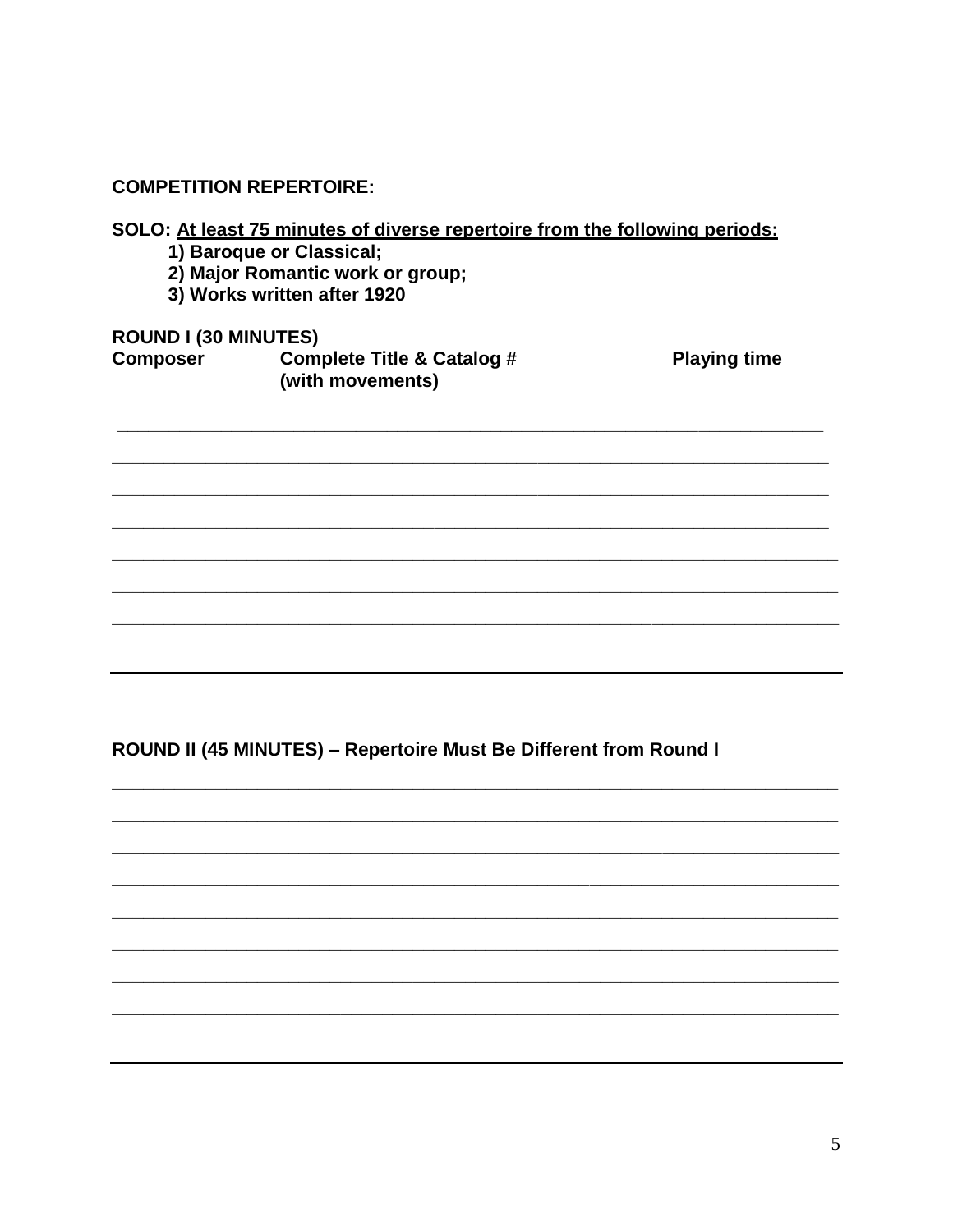**COMPETITION REPERTOIRE:**

**SOLO:** **<u>At least 75 minutes of diverse repertoire from the following periods:</u>**

1) **Baroque or Classical;**
2) **Major Romantic work or group;**
3) **Works written after 1920**

**ROUND I (30 MINUTES)**

| **Composer** | **Complete Title & Catalog # (with movements)** | **Playing time** |
|---|---|---|
| | | |
| | | |
| | | |
| | | |
| | | |
| | | |
| | | |

---

**ROUND II (45 MINUTES) – Repertoire Must Be Different from Round I**

______________________________________________________________________________

______________________________________________________________________________

______________________________________________________________________________

______________________________________________________________________________

______________________________________________________________________________

______________________________________________________________________________

______________________________________________________________________________

______________________________________________________________________________

---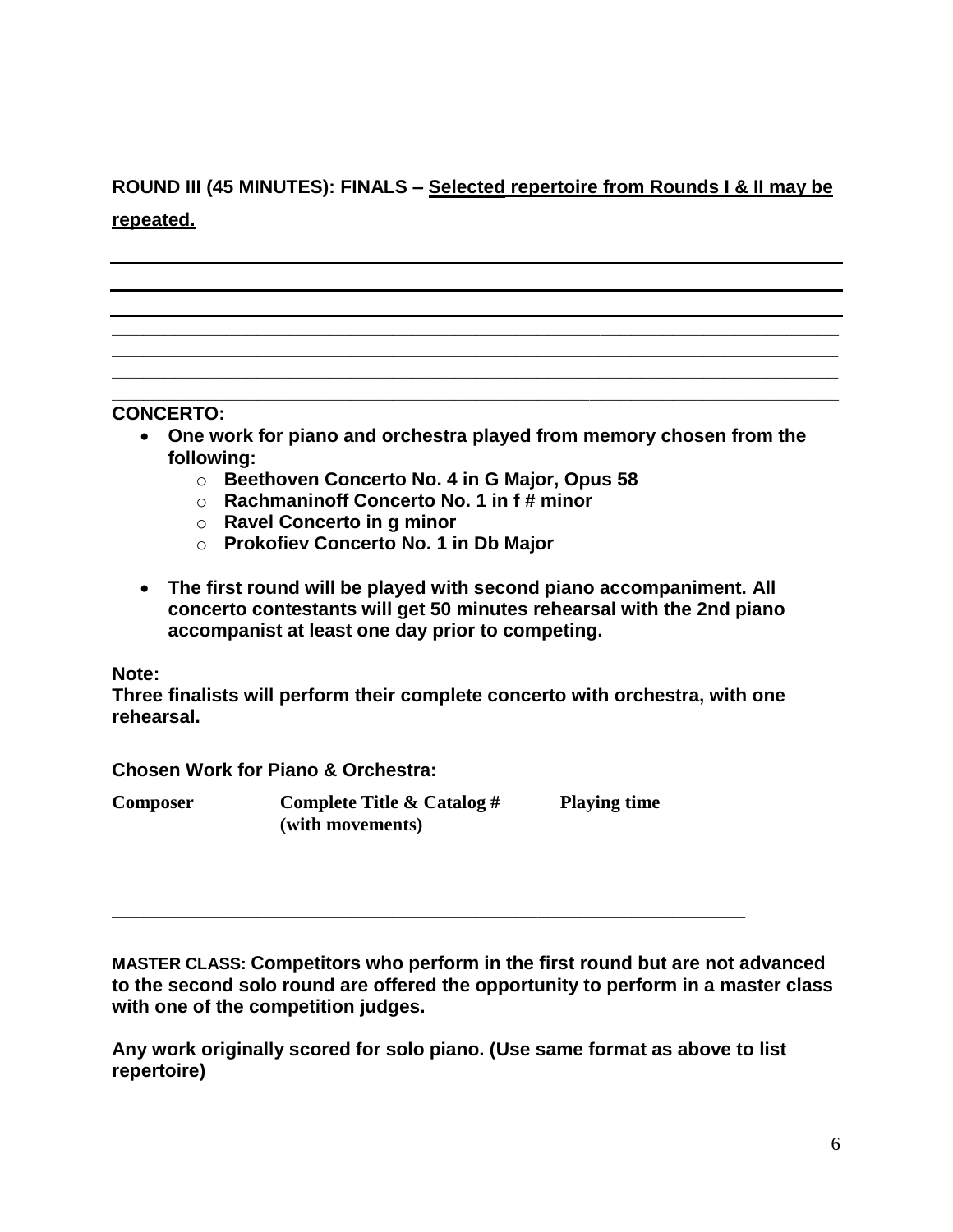**ROUND III (45 MINUTES): FINALS – Selected repertoire from Rounds I & II may be repeated.**

**CONCERTO:**

- **One work for piano and orchestra played from memory chosen from the following:**
  - **Beethoven Concerto No. 4 in G Major, Opus 58**
  - **Rachmaninoff Concerto No. 1 in f # minor**
  - **Ravel Concerto in g minor**
  - **Prokofiev Concerto No. 1 in Db Major**

- **The first round will be played with second piano accompaniment. All concerto contestants will get 50 minutes rehearsal with the 2nd piano accompanist at least one day prior to competing.**

**Note:**
**Three finalists will perform their complete concerto with orchestra, with one rehearsal.**

**Chosen Work for Piano & Orchestra:**

| Composer | Complete Title & Catalog # (with movements) | Playing time |
|---|---|---|
| | | |

**MASTER CLASS: Competitors who perform in the first round but are not advanced to the second solo round are offered the opportunity to perform in a master class with one of the competition judges.**

**Any work originally scored for solo piano. (Use same format as above to list repertoire)**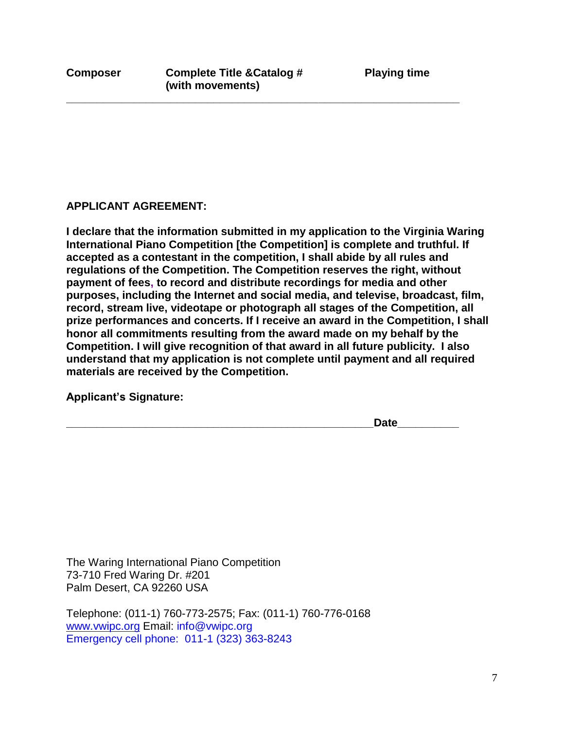| Composer | Complete Title &Catalog # (with movements) | Playing time |
|---|---|---|

**APPLICANT AGREEMENT:**

**I declare that the information submitted in my application to the Virginia Waring International Piano Competition [the Competition] is complete and truthful. If accepted as a contestant in the competition, I shall abide by all rules and regulations of the Competition. The Competition reserves the right, without payment of fees, to record and distribute recordings for media and other purposes, including the Internet and social media, and televise, broadcast, film, record, stream live, videotape or photograph all stages of the Competition, all prize performances and concerts. If I receive an award in the Competition, I shall honor all commitments resulting from the award made on my behalf by the Competition. I will give recognition of that award in all future publicity. I also understand that my application is not complete until payment and all required materials are received by the Competition.**

**Applicant's Signature:**

**\_\_\_\_\_\_\_\_\_\_\_\_\_\_\_\_\_\_\_\_\_\_\_\_\_\_\_\_\_\_\_\_\_\_\_\_\_\_\_\_\_\_\_\_\_\_\_\_Date\_\_\_\_\_\_\_\_\_\_**

The Waring International Piano Competition
73-710 Fred Waring Dr. #201
Palm Desert, CA 92260 USA

Telephone: (011-1) 760-773-2575; Fax: (011-1) 760-776-0168
www.vwipc.org Email: info@vwipc.org
Emergency cell phone: 011-1 (323) 363-8243